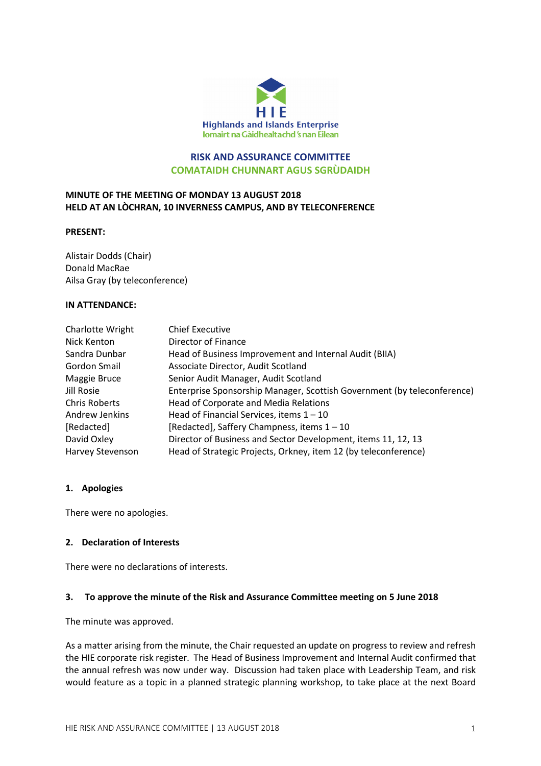**Highlands and Islands Enterprise**
**Iomairt na Gàidhealtachd 's nan Eilean**

# RISK AND ASSURANCE COMMITTEE
# COMATAIDH CHUNNART AGUS SGRÙDAIDH

**MINUTE OF THE MEETING OF MONDAY 13 AUGUST 2018**
**HELD AT AN LÒCHRAN, 10 INVERNESS CAMPUS, AND BY TELECONFERENCE**

**PRESENT:**

Alistair Dodds (Chair)
Donald MacRae
Ailsa Gray (by teleconference)

**IN ATTENDANCE:**

| | |
|---|---|
| Charlotte Wright | Chief Executive |
| Nick Kenton | Director of Finance |
| Sandra Dunbar | Head of Business Improvement and Internal Audit (BIIA) |
| Gordon Smail | Associate Director, Audit Scotland |
| Maggie Bruce | Senior Audit Manager, Audit Scotland |
| Jill Rosie | Enterprise Sponsorship Manager, Scottish Government (by teleconference) |
| Chris Roberts | Head of Corporate and Media Relations |
| Andrew Jenkins | Head of Financial Services, items 1 – 10 |
| [Redacted] | [Redacted], Saffery Champness, items 1 – 10 |
| David Oxley | Director of Business and Sector Development, items 11, 12, 13 |
| Harvey Stevenson | Head of Strategic Projects, Orkney, item 12 (by teleconference) |

## 1. Apologies

There were no apologies.

## 2. Declaration of Interests

There were no declarations of interests.

## 3. To approve the minute of the Risk and Assurance Committee meeting on 5 June 2018

The minute was approved.

As a matter arising from the minute, the Chair requested an update on progress to review and refresh the HIE corporate risk register. The Head of Business Improvement and Internal Audit confirmed that the annual refresh was now under way. Discussion had taken place with Leadership Team, and risk would feature as a topic in a planned strategic planning workshop, to take place at the next Board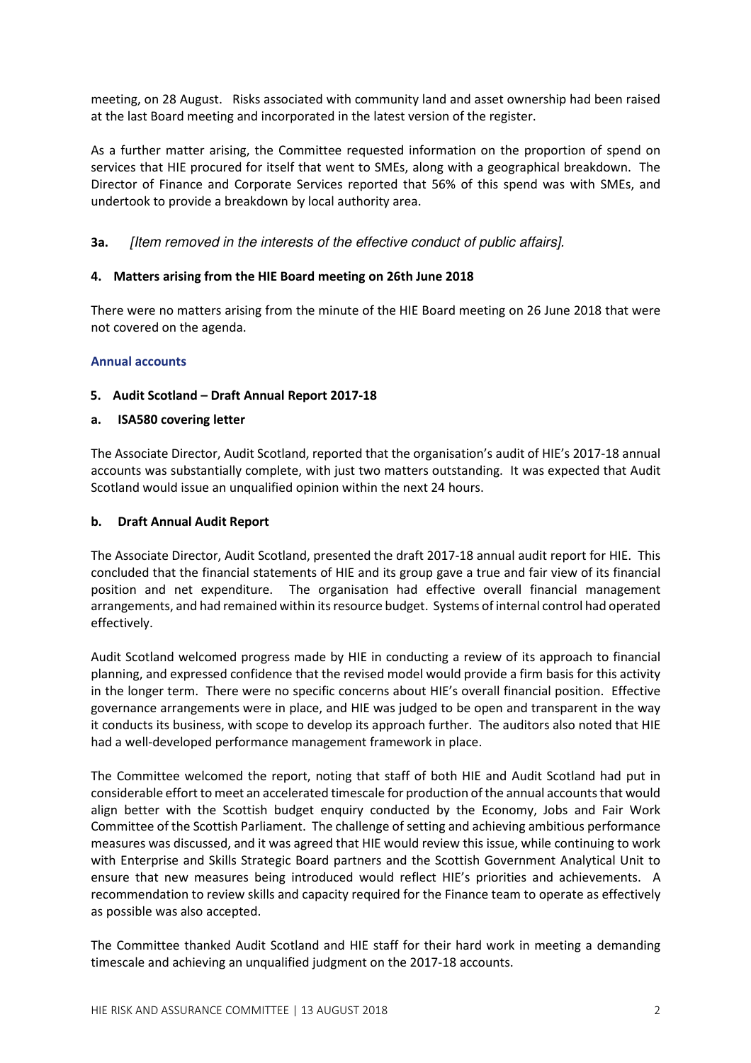meeting, on 28 August. Risks associated with community land and asset ownership had been raised at the last Board meeting and incorporated in the latest version of the register.

As a further matter arising, the Committee requested information on the proportion of spend on services that HIE procured for itself that went to SMEs, along with a geographical breakdown. The Director of Finance and Corporate Services reported that 56% of this spend was with SMEs, and undertook to provide a breakdown by local authority area.

**3a.** *[Item removed in the interests of the effective conduct of public affairs].*

**4. Matters arising from the HIE Board meeting on 26th June 2018**

There were no matters arising from the minute of the HIE Board meeting on 26 June 2018 that were not covered on the agenda.

## Annual accounts

**5. Audit Scotland – Draft Annual Report 2017-18**

**a. ISA580 covering letter**

The Associate Director, Audit Scotland, reported that the organisation's audit of HIE's 2017-18 annual accounts was substantially complete, with just two matters outstanding. It was expected that Audit Scotland would issue an unqualified opinion within the next 24 hours.

**b. Draft Annual Audit Report**

The Associate Director, Audit Scotland, presented the draft 2017-18 annual audit report for HIE. This concluded that the financial statements of HIE and its group gave a true and fair view of its financial position and net expenditure. The organisation had effective overall financial management arrangements, and had remained within its resource budget. Systems of internal control had operated effectively.

Audit Scotland welcomed progress made by HIE in conducting a review of its approach to financial planning, and expressed confidence that the revised model would provide a firm basis for this activity in the longer term. There were no specific concerns about HIE's overall financial position. Effective governance arrangements were in place, and HIE was judged to be open and transparent in the way it conducts its business, with scope to develop its approach further. The auditors also noted that HIE had a well-developed performance management framework in place.

The Committee welcomed the report, noting that staff of both HIE and Audit Scotland had put in considerable effort to meet an accelerated timescale for production of the annual accounts that would align better with the Scottish budget enquiry conducted by the Economy, Jobs and Fair Work Committee of the Scottish Parliament. The challenge of setting and achieving ambitious performance measures was discussed, and it was agreed that HIE would review this issue, while continuing to work with Enterprise and Skills Strategic Board partners and the Scottish Government Analytical Unit to ensure that new measures being introduced would reflect HIE's priorities and achievements. A recommendation to review skills and capacity required for the Finance team to operate as effectively as possible was also accepted.

The Committee thanked Audit Scotland and HIE staff for their hard work in meeting a demanding timescale and achieving an unqualified judgment on the 2017-18 accounts.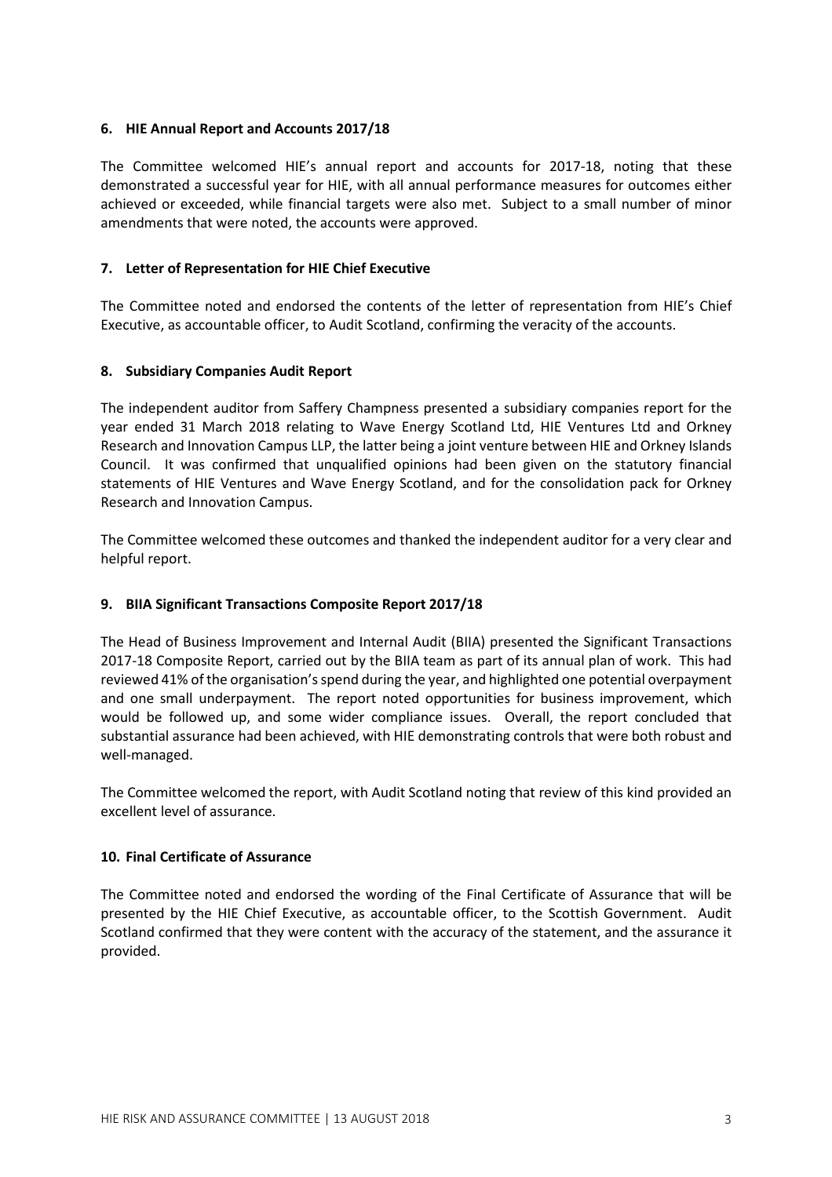### 6. HIE Annual Report and Accounts 2017/18

The Committee welcomed HIE's annual report and accounts for 2017-18, noting that these demonstrated a successful year for HIE, with all annual performance measures for outcomes either achieved or exceeded, while financial targets were also met. Subject to a small number of minor amendments that were noted, the accounts were approved.

### 7. Letter of Representation for HIE Chief Executive

The Committee noted and endorsed the contents of the letter of representation from HIE's Chief Executive, as accountable officer, to Audit Scotland, confirming the veracity of the accounts.

### 8. Subsidiary Companies Audit Report

The independent auditor from Saffery Champness presented a subsidiary companies report for the year ended 31 March 2018 relating to Wave Energy Scotland Ltd, HIE Ventures Ltd and Orkney Research and Innovation Campus LLP, the latter being a joint venture between HIE and Orkney Islands Council. It was confirmed that unqualified opinions had been given on the statutory financial statements of HIE Ventures and Wave Energy Scotland, and for the consolidation pack for Orkney Research and Innovation Campus.

The Committee welcomed these outcomes and thanked the independent auditor for a very clear and helpful report.

### 9. BIIA Significant Transactions Composite Report 2017/18

The Head of Business Improvement and Internal Audit (BIIA) presented the Significant Transactions 2017-18 Composite Report, carried out by the BIIA team as part of its annual plan of work. This had reviewed 41% of the organisation's spend during the year, and highlighted one potential overpayment and one small underpayment. The report noted opportunities for business improvement, which would be followed up, and some wider compliance issues. Overall, the report concluded that substantial assurance had been achieved, with HIE demonstrating controls that were both robust and well-managed.

The Committee welcomed the report, with Audit Scotland noting that review of this kind provided an excellent level of assurance.

### 10. Final Certificate of Assurance

The Committee noted and endorsed the wording of the Final Certificate of Assurance that will be presented by the HIE Chief Executive, as accountable officer, to the Scottish Government. Audit Scotland confirmed that they were content with the accuracy of the statement, and the assurance it provided.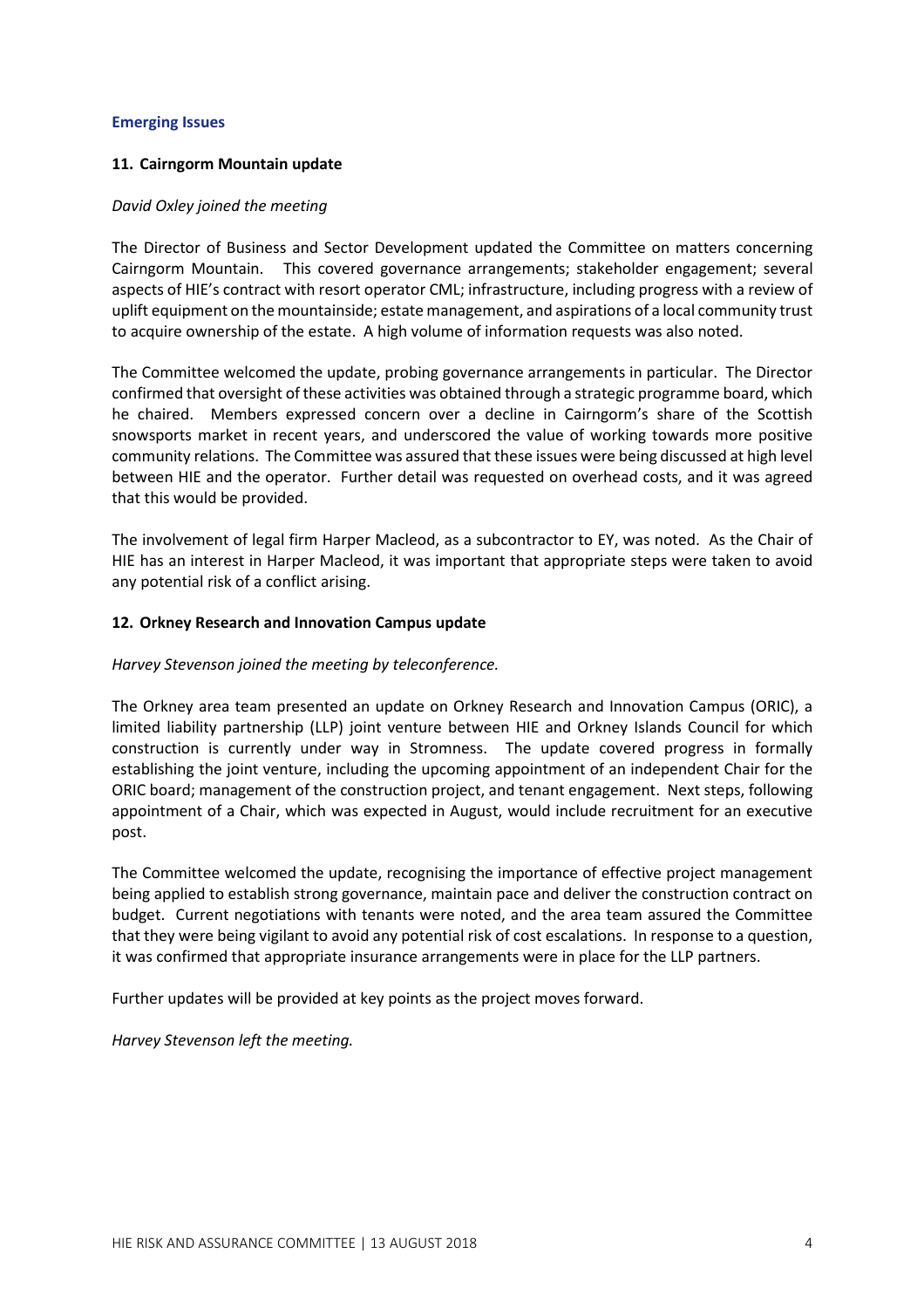## Emerging Issues

### 11. Cairngorm Mountain update

*David Oxley joined the meeting*

The Director of Business and Sector Development updated the Committee on matters concerning Cairngorm Mountain. This covered governance arrangements; stakeholder engagement; several aspects of HIE's contract with resort operator CML; infrastructure, including progress with a review of uplift equipment on the mountainside; estate management, and aspirations of a local community trust to acquire ownership of the estate. A high volume of information requests was also noted.

The Committee welcomed the update, probing governance arrangements in particular. The Director confirmed that oversight of these activities was obtained through a strategic programme board, which he chaired. Members expressed concern over a decline in Cairngorm's share of the Scottish snowsports market in recent years, and underscored the value of working towards more positive community relations. The Committee was assured that these issues were being discussed at high level between HIE and the operator. Further detail was requested on overhead costs, and it was agreed that this would be provided.

The involvement of legal firm Harper Macleod, as a subcontractor to EY, was noted. As the Chair of HIE has an interest in Harper Macleod, it was important that appropriate steps were taken to avoid any potential risk of a conflict arising.

### 12. Orkney Research and Innovation Campus update

*Harvey Stevenson joined the meeting by teleconference.*

The Orkney area team presented an update on Orkney Research and Innovation Campus (ORIC), a limited liability partnership (LLP) joint venture between HIE and Orkney Islands Council for which construction is currently under way in Stromness. The update covered progress in formally establishing the joint venture, including the upcoming appointment of an independent Chair for the ORIC board; management of the construction project, and tenant engagement. Next steps, following appointment of a Chair, which was expected in August, would include recruitment for an executive post.

The Committee welcomed the update, recognising the importance of effective project management being applied to establish strong governance, maintain pace and deliver the construction contract on budget. Current negotiations with tenants were noted, and the area team assured the Committee that they were being vigilant to avoid any potential risk of cost escalations. In response to a question, it was confirmed that appropriate insurance arrangements were in place for the LLP partners.

Further updates will be provided at key points as the project moves forward.

*Harvey Stevenson left the meeting.*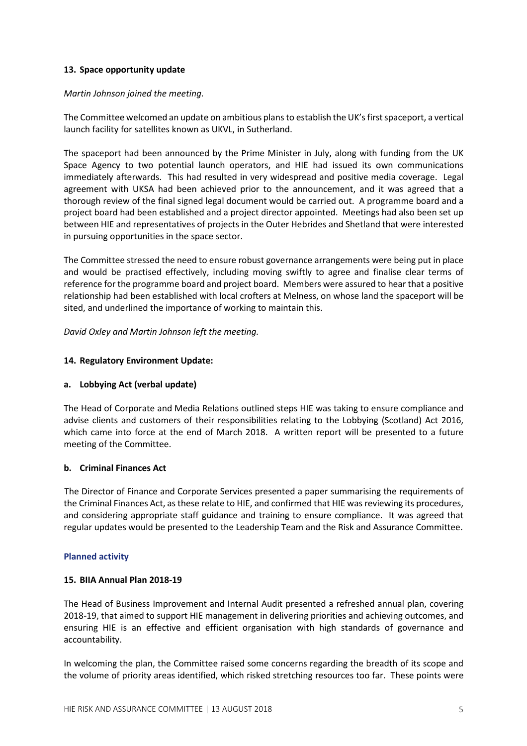### 13. Space opportunity update

*Martin Johnson joined the meeting.*

The Committee welcomed an update on ambitious plans to establish the UK's first spaceport, a vertical launch facility for satellites known as UKVL, in Sutherland.

The spaceport had been announced by the Prime Minister in July, along with funding from the UK Space Agency to two potential launch operators, and HIE had issued its own communications immediately afterwards. This had resulted in very widespread and positive media coverage. Legal agreement with UKSA had been achieved prior to the announcement, and it was agreed that a thorough review of the final signed legal document would be carried out. A programme board and a project board had been established and a project director appointed. Meetings had also been set up between HIE and representatives of projects in the Outer Hebrides and Shetland that were interested in pursuing opportunities in the space sector.

The Committee stressed the need to ensure robust governance arrangements were being put in place and would be practised effectively, including moving swiftly to agree and finalise clear terms of reference for the programme board and project board. Members were assured to hear that a positive relationship had been established with local crofters at Melness, on whose land the spaceport will be sited, and underlined the importance of working to maintain this.

*David Oxley and Martin Johnson left the meeting.*

### 14. Regulatory Environment Update:

#### a. Lobbying Act (verbal update)

The Head of Corporate and Media Relations outlined steps HIE was taking to ensure compliance and advise clients and customers of their responsibilities relating to the Lobbying (Scotland) Act 2016, which came into force at the end of March 2018. A written report will be presented to a future meeting of the Committee.

#### b. Criminal Finances Act

The Director of Finance and Corporate Services presented a paper summarising the requirements of the Criminal Finances Act, as these relate to HIE, and confirmed that HIE was reviewing its procedures, and considering appropriate staff guidance and training to ensure compliance. It was agreed that regular updates would be presented to the Leadership Team and the Risk and Assurance Committee.

## Planned activity

### 15. BIIA Annual Plan 2018-19

The Head of Business Improvement and Internal Audit presented a refreshed annual plan, covering 2018-19, that aimed to support HIE management in delivering priorities and achieving outcomes, and ensuring HIE is an effective and efficient organisation with high standards of governance and accountability.

In welcoming the plan, the Committee raised some concerns regarding the breadth of its scope and the volume of priority areas identified, which risked stretching resources too far. These points were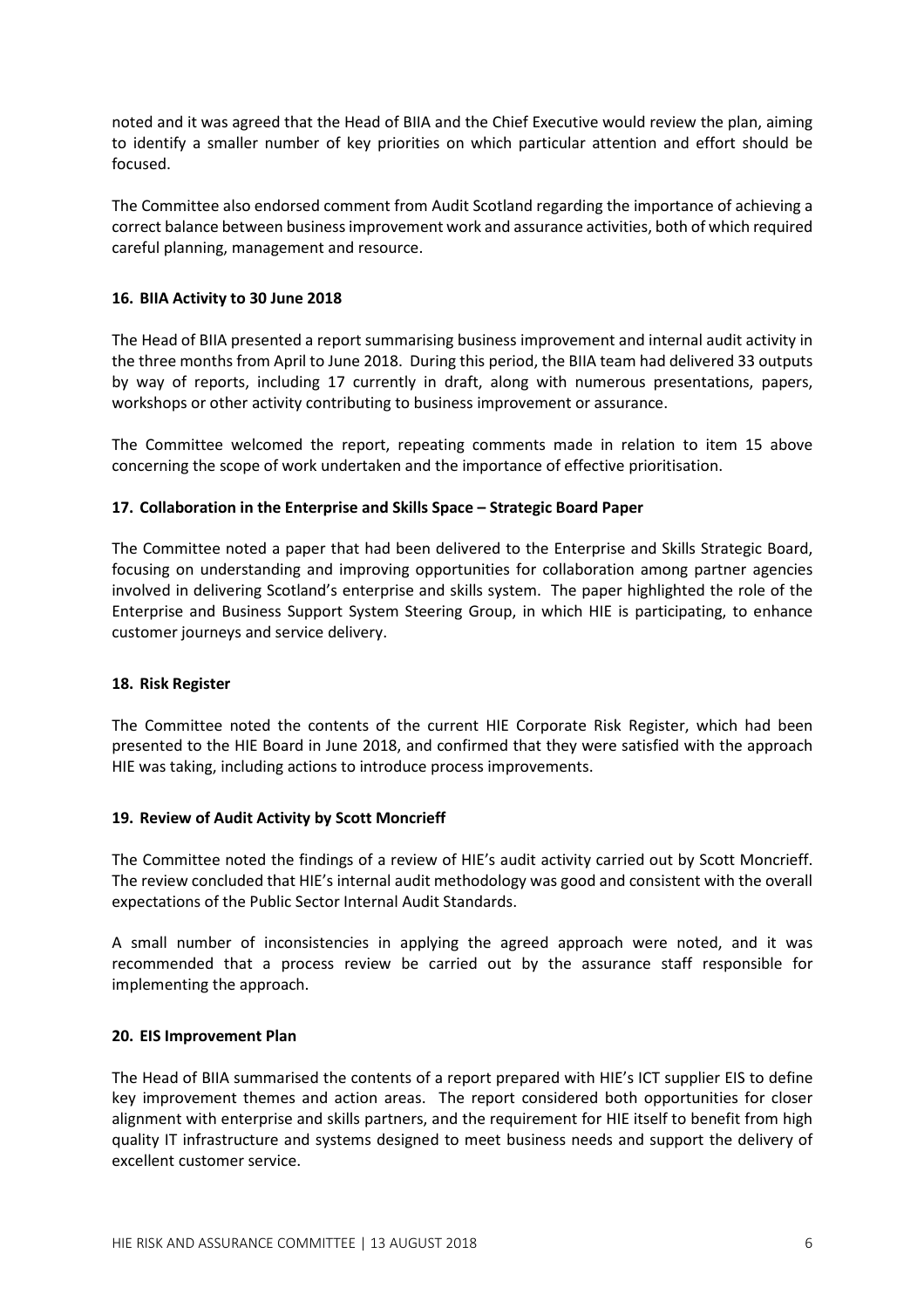noted and it was agreed that the Head of BIIA and the Chief Executive would review the plan, aiming to identify a smaller number of key priorities on which particular attention and effort should be focused.

The Committee also endorsed comment from Audit Scotland regarding the importance of achieving a correct balance between business improvement work and assurance activities, both of which required careful planning, management and resource.

**16. BIIA Activity to 30 June 2018**

The Head of BIIA presented a report summarising business improvement and internal audit activity in the three months from April to June 2018. During this period, the BIIA team had delivered 33 outputs by way of reports, including 17 currently in draft, along with numerous presentations, papers, workshops or other activity contributing to business improvement or assurance.

The Committee welcomed the report, repeating comments made in relation to item 15 above concerning the scope of work undertaken and the importance of effective prioritisation.

**17. Collaboration in the Enterprise and Skills Space – Strategic Board Paper**

The Committee noted a paper that had been delivered to the Enterprise and Skills Strategic Board, focusing on understanding and improving opportunities for collaboration among partner agencies involved in delivering Scotland's enterprise and skills system. The paper highlighted the role of the Enterprise and Business Support System Steering Group, in which HIE is participating, to enhance customer journeys and service delivery.

**18. Risk Register**

The Committee noted the contents of the current HIE Corporate Risk Register, which had been presented to the HIE Board in June 2018, and confirmed that they were satisfied with the approach HIE was taking, including actions to introduce process improvements.

**19. Review of Audit Activity by Scott Moncrieff**

The Committee noted the findings of a review of HIE's audit activity carried out by Scott Moncrieff. The review concluded that HIE's internal audit methodology was good and consistent with the overall expectations of the Public Sector Internal Audit Standards.

A small number of inconsistencies in applying the agreed approach were noted, and it was recommended that a process review be carried out by the assurance staff responsible for implementing the approach.

**20. EIS Improvement Plan**

The Head of BIIA summarised the contents of a report prepared with HIE's ICT supplier EIS to define key improvement themes and action areas. The report considered both opportunities for closer alignment with enterprise and skills partners, and the requirement for HIE itself to benefit from high quality IT infrastructure and systems designed to meet business needs and support the delivery of excellent customer service.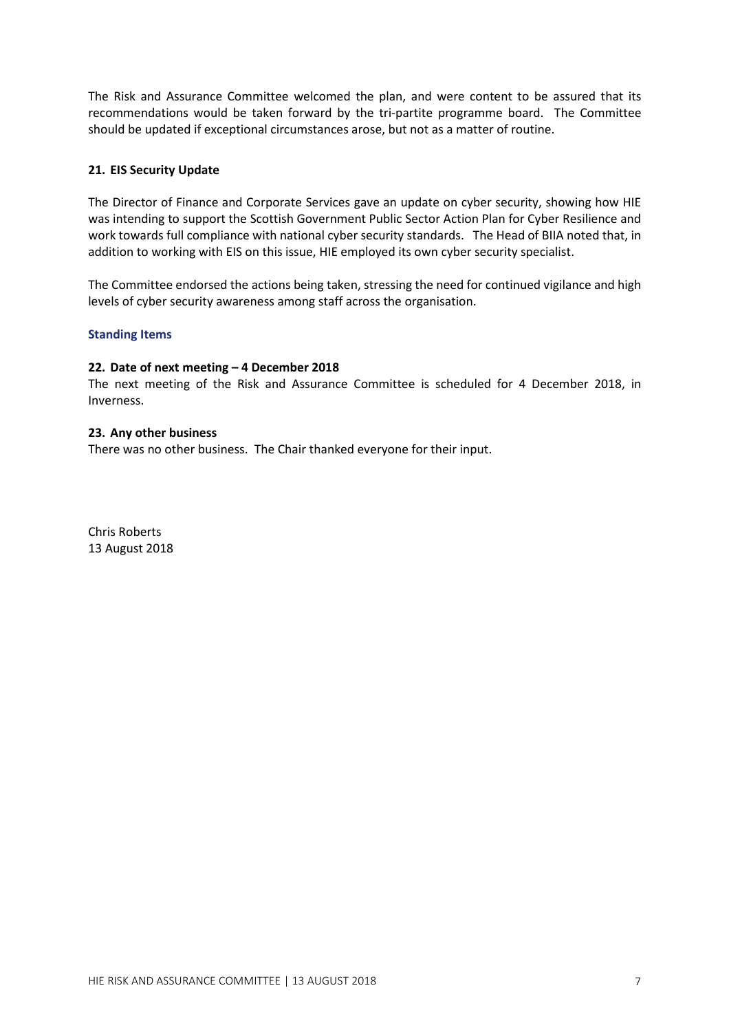The Risk and Assurance Committee welcomed the plan, and were content to be assured that its recommendations would be taken forward by the tri-partite programme board. The Committee should be updated if exceptional circumstances arose, but not as a matter of routine.

**21. EIS Security Update**

The Director of Finance and Corporate Services gave an update on cyber security, showing how HIE was intending to support the Scottish Government Public Sector Action Plan for Cyber Resilience and work towards full compliance with national cyber security standards. The Head of BIIA noted that, in addition to working with EIS on this issue, HIE employed its own cyber security specialist.

The Committee endorsed the actions being taken, stressing the need for continued vigilance and high levels of cyber security awareness among staff across the organisation.

**Standing Items**

**22. Date of next meeting – 4 December 2018**

The next meeting of the Risk and Assurance Committee is scheduled for 4 December 2018, in Inverness.

**23. Any other business**

There was no other business. The Chair thanked everyone for their input.

Chris Roberts
13 August 2018